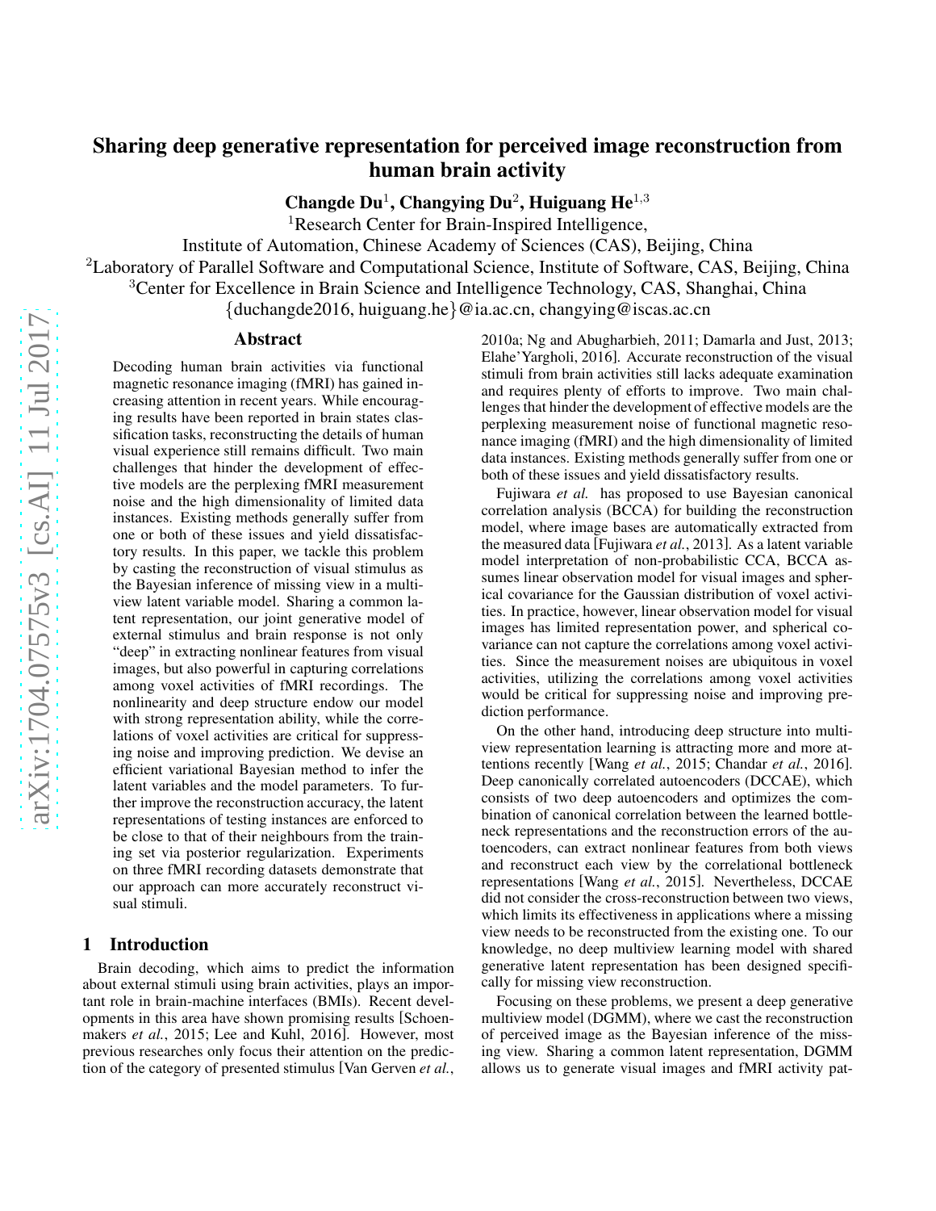# Sharing deep generative representation for perceived image reconstruction from human brain activity

**Changde Du**[1], **Changying Du**[2], **Huiguang He**[1,3]

[1]Research Center for Brain-Inspired Intelligence,
Institute of Automation, Chinese Academy of Sciences (CAS), Beijing, China
[2]Laboratory of Parallel Software and Computational Science, Institute of Software, CAS, Beijing, China
[3]Center for Excellence in Brain Science and Intelligence Technology, CAS, Shanghai, China
{duchangde2016, huiguang.he}@ia.ac.cn, changying@iscas.ac.cn

## Abstract

Decoding human brain activities via functional magnetic resonance imaging (fMRI) has gained increasing attention in recent years. While encouraging results have been reported in brain states classification tasks, reconstructing the details of human visual experience still remains difficult. Two main challenges that hinder the development of effective models are the perplexing fMRI measurement noise and the high dimensionality of limited data instances. Existing methods generally suffer from one or both of these issues and yield dissatisfactory results. In this paper, we tackle this problem by casting the reconstruction of visual stimulus as the Bayesian inference of missing view in a multiview latent variable model. Sharing a common latent representation, our joint generative model of external stimulus and brain response is not only "deep" in extracting nonlinear features from visual images, but also powerful in capturing correlations among voxel activities of fMRI recordings. The nonlinearity and deep structure endow our model with strong representation ability, while the correlations of voxel activities are critical for suppressing noise and improving prediction. We devise an efficient variational Bayesian method to infer the latent variables and the model parameters. To further improve the reconstruction accuracy, the latent representations of testing instances are enforced to be close to that of their neighbours from the training set via posterior regularization. Experiments on three fMRI recording datasets demonstrate that our approach can more accurately reconstruct visual stimuli.

## 1 Introduction

Brain decoding, which aims to predict the information about external stimuli using brain activities, plays an important role in brain-machine interfaces (BMIs). Recent developments in this area have shown promising results [Schoenmakers *et al.*, 2015; Lee and Kuhl, 2016]. However, most previous researches only focus their attention on the prediction of the category of presented stimulus [Van Gerven *et al.*, 2010a; Ng and Abugharbieh, 2011; Damarla and Just, 2013; Elahe'Yargholi, 2016]. Accurate reconstruction of the visual stimuli from brain activities still lacks adequate examination and requires plenty of efforts to improve. Two main challenges that hinder the development of effective models are the perplexing measurement noise of functional magnetic resonance imaging (fMRI) and the high dimensionality of limited data instances. Existing methods generally suffer from one or both of these issues and yield dissatisfactory results.

Fujiwara *et al.* has proposed to use Bayesian canonical correlation analysis (BCCA) for building the reconstruction model, where image bases are automatically extracted from the measured data [Fujiwara *et al.*, 2013]. As a latent variable model interpretation of non-probabilistic CCA, BCCA assumes linear observation model for visual images and spherical covariance for the Gaussian distribution of voxel activities. In practice, however, linear observation model for visual images has limited representation power, and spherical covariance can not capture the correlations among voxel activities. Since the measurement noises are ubiquitous in voxel activities, utilizing the correlations among voxel activities would be critical for suppressing noise and improving prediction performance.

On the other hand, introducing deep structure into multiview representation learning is attracting more and more attentions recently [Wang *et al.*, 2015; Chandar *et al.*, 2016]. Deep canonically correlated autoencoders (DCCAE), which consists of two deep autoencoders and optimizes the combination of canonical correlation between the learned bottleneck representations and the reconstruction errors of the autoencoders, can extract nonlinear features from both views and reconstruct each view by the correlational bottleneck representations [Wang *et al.*, 2015]. Nevertheless, DCCAE did not consider the cross-reconstruction between two views, which limits its effectiveness in applications where a missing view needs to be reconstructed from the existing one. To our knowledge, no deep multiview learning model with shared generative latent representation has been designed specifically for missing view reconstruction.

Focusing on these problems, we present a deep generative multiview model (DGMM), where we cast the reconstruction of perceived image as the Bayesian inference of the missing view. Sharing a common latent representation, DGMM allows us to generate visual images and fMRI activity pat-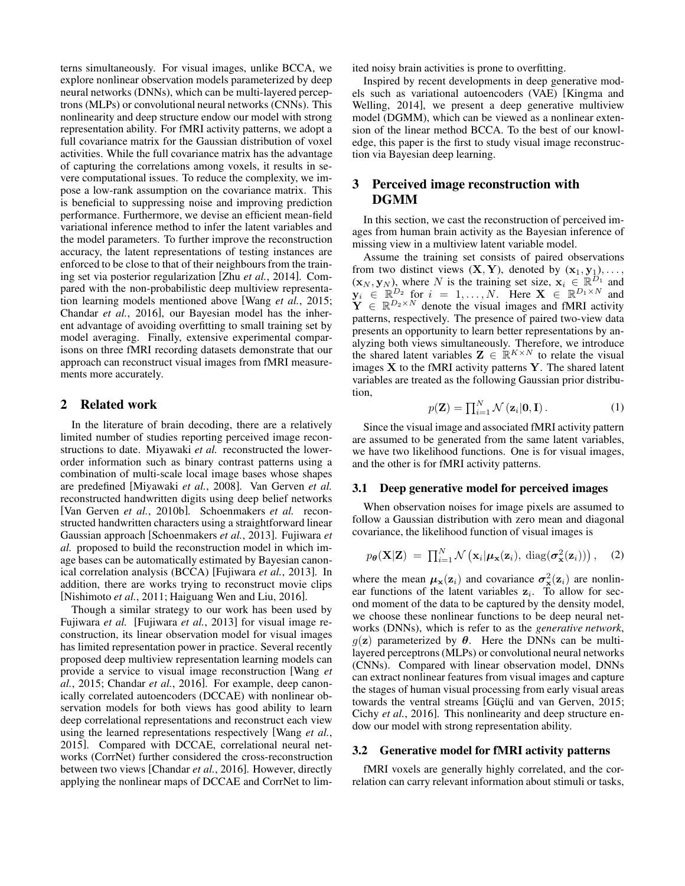terns simultaneously. For visual images, unlike BCCA, we explore nonlinear observation models parameterized by deep neural networks (DNNs), which can be multi-layered perceptrons (MLPs) or convolutional neural networks (CNNs). This nonlinearity and deep structure endow our model with strong representation ability. For fMRI activity patterns, we adopt a full covariance matrix for the Gaussian distribution of voxel activities. While the full covariance matrix has the advantage of capturing the correlations among voxels, it results in severe computational issues. To reduce the complexity, we impose a low-rank assumption on the covariance matrix. This is beneficial to suppressing noise and improving prediction performance. Furthermore, we devise an efficient mean-field variational inference method to infer the latent variables and the model parameters. To further improve the reconstruction accuracy, the latent representations of testing instances are enforced to be close to that of their neighbours from the training set via posterior regularization [Zhu *et al.*, 2014]. Compared with the non-probabilistic deep multiview representation learning models mentioned above [Wang *et al.*, 2015; Chandar *et al.*, 2016], our Bayesian model has the inherent advantage of avoiding overfitting to small training set by model averaging. Finally, extensive experimental comparisons on three fMRI recording datasets demonstrate that our approach can reconstruct visual images from fMRI measurements more accurately.

## 2 Related work

In the literature of brain decoding, there are a relatively limited number of studies reporting perceived image reconstructions to date. Miyawaki *et al.* reconstructed the lower-order information such as binary contrast patterns using a combination of multi-scale local image bases whose shapes are predefined [Miyawaki *et al.*, 2008]. Van Gerven *et al.* reconstructed handwritten digits using deep belief networks [Van Gerven *et al.*, 2010b]. Schoenmakers *et al.* reconstructed handwritten characters using a straightforward linear Gaussian approach [Schoenmakers *et al.*, 2013]. Fujiwara *et al.* proposed to build the reconstruction model in which image bases can be automatically estimated by Bayesian canonical correlation analysis (BCCA) [Fujiwara *et al.*, 2013]. In addition, there are works trying to reconstruct movie clips [Nishimoto *et al.*, 2011; Haiguang Wen and Liu, 2016].

Though a similar strategy to our work has been used by Fujiwara *et al.* [Fujiwara *et al.*, 2013] for visual image reconstruction, its linear observation model for visual images has limited representation power in practice. Several recently proposed deep multiview representation learning models can provide a service to visual image reconstruction [Wang *et al.*, 2015; Chandar *et al.*, 2016]. For example, deep canonically correlated autoencoders (DCCAE) with nonlinear observation models for both views has good ability to learn deep correlational representations and reconstruct each view using the learned representations respectively [Wang *et al.*, 2015]. Compared with DCCAE, correlational neural networks (CorrNet) further considered the cross-reconstruction between two views [Chandar *et al.*, 2016]. However, directly applying the nonlinear maps of DCCAE and CorrNet to limited noisy brain activities is prone to overfitting.

Inspired by recent developments in deep generative models such as variational autoencoders (VAE) [Kingma and Welling, 2014], we present a deep generative multiview model (DGMM), which can be viewed as a nonlinear extension of the linear method BCCA. To the best of our knowledge, this paper is the first to study visual image reconstruction via Bayesian deep learning.

## 3 Perceived image reconstruction with DGMM

In this section, we cast the reconstruction of perceived images from human brain activity as the Bayesian inference of missing view in a multiview latent variable model.

Assume the training set consists of paired observations from two distinct views $(\mathbf{X}, \mathbf{Y})$, denoted by $(\mathbf{x}_1, \mathbf{y}_1), \ldots, (\mathbf{x}_N, \mathbf{y}_N)$, where $N$ is the training set size, $\mathbf{x}_i \in \mathbb{R}^{D_1}$ and $\mathbf{y}_i \in \mathbb{R}^{D_2}$ for $i = 1, \ldots, N$. Here $\mathbf{X} \in \mathbb{R}^{D_1 \times N}$ and $\mathbf{Y} \in \mathbb{R}^{D_2 \times N}$ denote the visual images and fMRI activity patterns, respectively. The presence of paired two-view data presents an opportunity to learn better representations by analyzing both views simultaneously. Therefore, we introduce the shared latent variables $\mathbf{Z} \in \mathbb{R}^{K \times N}$ to relate the visual images $\mathbf{X}$ to the fMRI activity patterns $\mathbf{Y}$. The shared latent variables are treated as the following Gaussian prior distribution,

$$p(\mathbf{Z}) = \prod_{i=1}^{N} \mathcal{N}(\mathbf{z}_i | \mathbf{0}, \mathbf{I}). \quad (1)$$

Since the visual image and associated fMRI activity pattern are assumed to be generated from the same latent variables, we have two likelihood functions. One is for visual images, and the other is for fMRI activity patterns.

### 3.1 Deep generative model for perceived images

When observation noises for image pixels are assumed to follow a Gaussian distribution with zero mean and diagonal covariance, the likelihood function of visual images is

$$p_{\boldsymbol{\theta}}(\mathbf{X}|\mathbf{Z}) = \prod_{i=1}^{N} \mathcal{N}\left(\mathbf{x}_i | \boldsymbol{\mu}_{\mathbf{x}}(\mathbf{z}_i),\ \mathrm{diag}(\boldsymbol{\sigma}^2_{\mathbf{x}}(\mathbf{z}_i))\right), \quad (2)$$

where the mean $\boldsymbol{\mu}_{\mathbf{x}}(\mathbf{z}_i)$ and covariance $\boldsymbol{\sigma}^2_{\mathbf{x}}(\mathbf{z}_i)$ are nonlinear functions of the latent variables $\mathbf{z}_i$. To allow for second moment of the data to be captured by the density model, we choose these nonlinear functions to be deep neural networks (DNNs), which is refer to as the *generative network*, $g(\mathbf{z})$ parameterized by $\boldsymbol{\theta}$. Here the DNNs can be multilayered perceptrons (MLPs) or convolutional neural networks (CNNs). Compared with linear observation model, DNNs can extract nonlinear features from visual images and capture the stages of human visual processing from early visual areas towards the ventral streams [Güçlü and van Gerven, 2015; Cichy *et al.*, 2016]. This nonlinearity and deep structure endow our model with strong representation ability.

### 3.2 Generative model for fMRI activity patterns

fMRI voxels are generally highly correlated, and the correlation can carry relevant information about stimuli or tasks,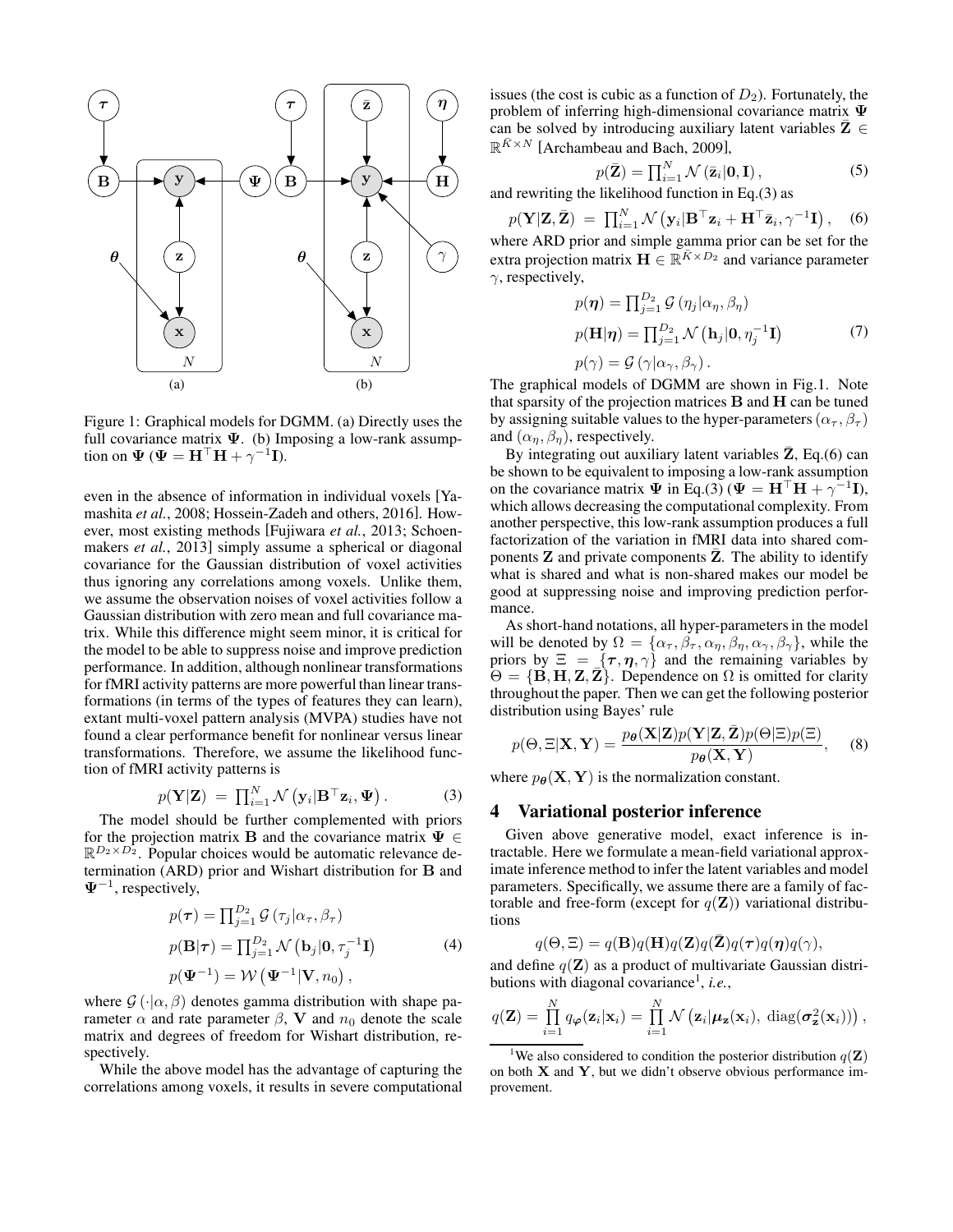Figure 1: Graphical models for DGMM. (a) Directly uses the full covariance matrix $\mathbf{\Psi}$. (b) Imposing a low-rank assumption on $\mathbf{\Psi}$ ($\mathbf{\Psi} = \mathbf{H}^\top \mathbf{H} + \gamma^{-1}\mathbf{I}$).

even in the absence of information in individual voxels [Yamashita *et al.*, 2008; Hossein-Zadeh and others, 2016]. However, most existing methods [Fujiwara *et al.*, 2013; Schoenmakers *et al.*, 2013] simply assume a spherical or diagonal covariance for the Gaussian distribution of voxel activities thus ignoring any correlations among voxels. Unlike them, we assume the observation noises of voxel activities follow a Gaussian distribution with zero mean and full covariance matrix. While this difference might seem minor, it is critical for the model to be able to suppress noise and improve prediction performance. In addition, although nonlinear transformations for fMRI activity patterns are more powerful than linear transformations (in terms of the types of features they can learn), extant multi-voxel pattern analysis (MVPA) studies have not found a clear performance benefit for nonlinear versus linear transformations. Therefore, we assume the likelihood function of fMRI activity patterns is

$$p(\mathbf{Y}|\mathbf{Z}) = \prod_{i=1}^{N} \mathcal{N}\left(\mathbf{y}_i|\mathbf{B}^\top \mathbf{z}_i, \mathbf{\Psi}\right). \quad (3)$$

The model should be further complemented with priors for the projection matrix $\mathbf{B}$ and the covariance matrix $\mathbf{\Psi} \in \mathbb{R}^{D_2 \times D_2}$. Popular choices would be automatic relevance determination (ARD) prior and Wishart distribution for $\mathbf{B}$ and $\mathbf{\Psi}^{-1}$, respectively,

$$\begin{aligned} p(\boldsymbol{\tau}) &= \prod_{j=1}^{D_2} \mathcal{G}\left(\tau_j|\alpha_\tau, \beta_\tau\right) \\ p(\mathbf{B}|\boldsymbol{\tau}) &= \prod_{j=1}^{D_2} \mathcal{N}\left(\mathbf{b}_j|\mathbf{0}, \tau_j^{-1}\mathbf{I}\right) \\ p(\mathbf{\Psi}^{-1}) &= \mathcal{W}\left(\mathbf{\Psi}^{-1}|\mathbf{V}, n_0\right), \end{aligned} \quad (4)$$

where $\mathcal{G}(\cdot|\alpha, \beta)$ denotes gamma distribution with shape parameter $\alpha$ and rate parameter $\beta$, $\mathbf{V}$ and $n_0$ denote the scale matrix and degrees of freedom for Wishart distribution, respectively.

While the above model has the advantage of capturing the correlations among voxels, it results in severe computational issues (the cost is cubic as a function of $D_2$). Fortunately, the problem of inferring high-dimensional covariance matrix $\mathbf{\Psi}$ can be solved by introducing auxiliary latent variables $\bar{\mathbf{Z}} \in \mathbb{R}^{\bar{K} \times N}$ [Archambeau and Bach, 2009],

$$p(\bar{\mathbf{Z}}) = \prod_{i=1}^{N} \mathcal{N}\left(\bar{\mathbf{z}}_i|\mathbf{0}, \mathbf{I}\right), \quad (5)$$

and rewriting the likelihood function in Eq.(3) as

$$p(\mathbf{Y}|\mathbf{Z}, \bar{\mathbf{Z}}) = \prod_{i=1}^{N} \mathcal{N}\left(\mathbf{y}_i|\mathbf{B}^\top \mathbf{z}_i + \mathbf{H}^\top \bar{\mathbf{z}}_i, \gamma^{-1}\mathbf{I}\right), \quad (6)$$

where ARD prior and simple gamma prior can be set for the extra projection matrix $\mathbf{H} \in \mathbb{R}^{\bar{K} \times D_2}$ and variance parameter $\gamma$, respectively,

$$\begin{aligned} p(\boldsymbol{\eta}) &= \prod_{j=1}^{D_2} \mathcal{G}\left(\eta_j|\alpha_\eta, \beta_\eta\right) \\ p(\mathbf{H}|\boldsymbol{\eta}) &= \prod_{j=1}^{D_2} \mathcal{N}\left(\mathbf{h}_j|\mathbf{0}, \eta_j^{-1}\mathbf{I}\right) \\ p(\gamma) &= \mathcal{G}\left(\gamma|\alpha_\gamma, \beta_\gamma\right). \end{aligned} \quad (7)$$

The graphical models of DGMM are shown in Fig.1. Note that sparsity of the projection matrices $\mathbf{B}$ and $\mathbf{H}$ can be tuned by assigning suitable values to the hyper-parameters $(\alpha_\tau, \beta_\tau)$ and $(\alpha_\eta, \beta_\eta)$, respectively.

By integrating out auxiliary latent variables $\bar{\mathbf{Z}}$, Eq.(6) can be shown to be equivalent to imposing a low-rank assumption on the covariance matrix $\mathbf{\Psi}$ in Eq.(3) ($\mathbf{\Psi} = \mathbf{H}^\top \mathbf{H} + \gamma^{-1}\mathbf{I}$), which allows decreasing the computational complexity. From another perspective, this low-rank assumption produces a full factorization of the variation in fMRI data into shared components $\mathbf{Z}$ and private components $\bar{\mathbf{Z}}$. The ability to identify what is shared and what is non-shared makes our model be good at suppressing noise and improving prediction performance.

As short-hand notations, all hyper-parameters in the model will be denoted by $\Omega = \{\alpha_\tau, \beta_\tau, \alpha_\eta, \beta_\eta, \alpha_\gamma, \beta_\gamma\}$, while the priors by $\Xi = \{\boldsymbol{\tau}, \boldsymbol{\eta}, \gamma\}$ and the remaining variables by $\Theta = \{\mathbf{B}, \mathbf{H}, \mathbf{Z}, \bar{\mathbf{Z}}\}$. Dependence on $\Omega$ is omitted for clarity throughout the paper. Then we can get the following posterior distribution using Bayes' rule

$$p(\Theta, \Xi|\mathbf{X}, \mathbf{Y}) = \frac{p_{\boldsymbol{\theta}}(\mathbf{X}|\mathbf{Z}) p(\mathbf{Y}|\mathbf{Z}, \bar{\mathbf{Z}}) p(\Theta|\Xi) p(\Xi)}{p_{\boldsymbol{\theta}}(\mathbf{X}, \mathbf{Y})}, \quad (8)$$

where $p_{\boldsymbol{\theta}}(\mathbf{X}, \mathbf{Y})$ is the normalization constant.

## 4 Variational posterior inference

Given above generative model, exact inference is intractable. Here we formulate a mean-field variational approximate inference method to infer the latent variables and model parameters. Specifically, we assume there are a family of factorable and free-form (except for $q(\mathbf{Z})$) variational distributions

$$q(\Theta, \Xi) = q(\mathbf{B}) q(\mathbf{H}) q(\mathbf{Z}) q(\bar{\mathbf{Z}}) q(\boldsymbol{\tau}) q(\boldsymbol{\eta}) q(\gamma),$$

and define $q(\mathbf{Z})$ as a product of multivariate Gaussian distributions with diagonal covariance[1], *i.e.*,

$$q(\mathbf{Z}) = \prod_{i=1}^{N} q_{\boldsymbol{\varphi}}(\mathbf{z}_i|\mathbf{x}_i) = \prod_{i=1}^{N} \mathcal{N}\left(\mathbf{z}_i|\boldsymbol{\mu}_{\mathbf{z}}(\mathbf{x}_i),\ \mathrm{diag}(\boldsymbol{\sigma}_{\mathbf{z}}^2(\mathbf{x}_i))\right),$$

[1] We also considered to condition the posterior distribution $q(\mathbf{Z})$ on both $\mathbf{X}$ and $\mathbf{Y}$, but we didn't observe obvious performance improvement.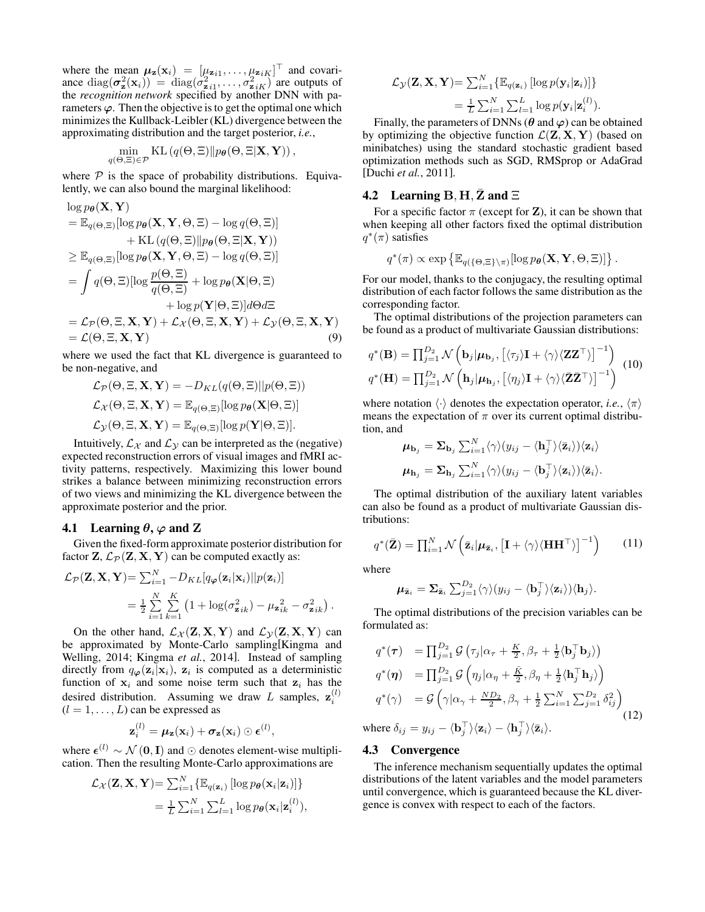where the mean $\boldsymbol{\mu}_{\mathbf{z}}(\mathbf{x}_i) = [\mu_{\mathbf{z}i1}, \ldots, \mu_{\mathbf{z}iK}]^\top$ and covariance $\operatorname{diag}(\boldsymbol{\sigma}_{\mathbf{z}}^2(\mathbf{x}_i)) = \operatorname{diag}(\sigma_{\mathbf{z}i1}^2, \ldots, \sigma_{\mathbf{z}iK}^2)$ are outputs of the *recognition network* specified by another DNN with parameters $\boldsymbol{\varphi}$. Then the objective is to get the optimal one which minimizes the Kullback-Leibler (KL) divergence between the approximating distribution and the target posterior, *i.e.*,

$$\min_{q(\Theta,\Xi)\in\mathcal{P}} \mathrm{KL}\left(q(\Theta,\Xi)\|p_{\boldsymbol{\theta}}(\Theta,\Xi|\mathbf{X},\mathbf{Y})\right),$$

where $\mathcal{P}$ is the space of probability distributions. Equivalently, we can also bound the marginal likelihood:

$$\begin{aligned}
&\log p_{\boldsymbol{\theta}}(\mathbf{X},\mathbf{Y}) \\
&= \mathbb{E}_{q(\Theta,\Xi)}[\log p_{\boldsymbol{\theta}}(\mathbf{X},\mathbf{Y},\Theta,\Xi) - \log q(\Theta,\Xi)] \\
&\quad + \mathrm{KL}\left(q(\Theta,\Xi)\|p_{\boldsymbol{\theta}}(\Theta,\Xi|\mathbf{X},\mathbf{Y})\right) \\
&\geq \mathbb{E}_{q(\Theta,\Xi)}[\log p_{\boldsymbol{\theta}}(\mathbf{X},\mathbf{Y},\Theta,\Xi) - \log q(\Theta,\Xi)] \\
&= \int q(\Theta,\Xi)[\log \frac{p(\Theta,\Xi)}{q(\Theta,\Xi)} + \log p_{\boldsymbol{\theta}}(\mathbf{X}|\Theta,\Xi) \\
&\quad + \log p(\mathbf{Y}|\Theta,\Xi)] d\Theta d\Xi \\
&= \mathcal{L}_{\mathcal{P}}(\Theta,\Xi,\mathbf{X},\mathbf{Y}) + \mathcal{L}_{\mathcal{X}}(\Theta,\Xi,\mathbf{X},\mathbf{Y}) + \mathcal{L}_{\mathcal{Y}}(\Theta,\Xi,\mathbf{X},\mathbf{Y}) \\
&= \mathcal{L}(\Theta,\Xi,\mathbf{X},\mathbf{Y}) 
\end{aligned} \tag{9}$$

where we used the fact that KL divergence is guaranteed to be non-negative, and

$$\begin{aligned}
\mathcal{L}_{\mathcal{P}}(\Theta,\Xi,\mathbf{X},\mathbf{Y}) &= -D_{KL}(q(\Theta,\Xi)||p(\Theta,\Xi)) \\
\mathcal{L}_{\mathcal{X}}(\Theta,\Xi,\mathbf{X},\mathbf{Y}) &= \mathbb{E}_{q(\Theta,\Xi)}[\log p_{\boldsymbol{\theta}}(\mathbf{X}|\Theta,\Xi)] \\
\mathcal{L}_{\mathcal{Y}}(\Theta,\Xi,\mathbf{X},\mathbf{Y}) &= \mathbb{E}_{q(\Theta,\Xi)}[\log p(\mathbf{Y}|\Theta,\Xi)].
\end{aligned}$$

Intuitively, $\mathcal{L}_{\mathcal{X}}$ and $\mathcal{L}_{\mathcal{Y}}$ can be interpreted as the (negative) expected reconstruction errors of visual images and fMRI activity patterns, respectively. Maximizing this lower bound strikes a balance between minimizing reconstruction errors of two views and minimizing the KL divergence between the approximate posterior and the prior.

### 4.1 Learning $\boldsymbol{\theta}, \boldsymbol{\varphi}$ and $\mathbf{Z}$

Given the fixed-form approximate posterior distribution for factor $\mathbf{Z}$, $\mathcal{L}_{\mathcal{P}}(\mathbf{Z},\mathbf{X},\mathbf{Y})$ can be computed exactly as:

$$\begin{aligned}
\mathcal{L}_{\mathcal{P}}(\mathbf{Z},\mathbf{X},\mathbf{Y}) &= \textstyle\sum_{i=1}^N -D_{KL}[q_{\boldsymbol{\varphi}}(\mathbf{z}_i|\mathbf{x}_i)||p(\mathbf{z}_i)] \\
&= \frac{1}{2}\sum_{i=1}^N\sum_{k=1}^K \left(1 + \log(\sigma_{\mathbf{z}ik}^2) - \mu_{\mathbf{z}ik}^2 - \sigma_{\mathbf{z}ik}^2\right).
\end{aligned}$$

On the other hand, $\mathcal{L}_{\mathcal{X}}(\mathbf{Z},\mathbf{X},\mathbf{Y})$ and $\mathcal{L}_{\mathcal{Y}}(\mathbf{Z},\mathbf{X},\mathbf{Y})$ can be approximated by Monte-Carlo sampling[Kingma and Welling, 2014; Kingma *et al.*, 2014]. Instead of sampling directly from $q_{\boldsymbol{\varphi}}(\mathbf{z}_i|\mathbf{x}_i)$, $\mathbf{z}_i$ is computed as a deterministic function of $\mathbf{x}_i$ and some noise term such that $\mathbf{z}_i$ has the desired distribution. Assuming we draw $L$ samples, $\mathbf{z}_i^{(l)}$ $(l = 1, \ldots, L)$ can be expressed as

$$\mathbf{z}_i^{(l)} = \boldsymbol{\mu}_{\mathbf{z}}(\mathbf{x}_i) + \boldsymbol{\sigma}_{\mathbf{z}}(\mathbf{x}_i) \odot \boldsymbol{\epsilon}^{(l)},$$

where $\boldsymbol{\epsilon}^{(l)} \sim \mathcal{N}(\mathbf{0},\mathbf{I})$ and $\odot$ denotes element-wise multiplication. Then the resulting Monte-Carlo approximations are

$$\begin{aligned}
\mathcal{L}_{\mathcal{X}}(\mathbf{Z},\mathbf{X},\mathbf{Y}) &= \textstyle\sum_{i=1}^N\{\mathbb{E}_{q(\mathbf{z}_i)}\left[\log p_{\boldsymbol{\theta}}(\mathbf{x}_i|\mathbf{z}_i)\right]\} \\
&= \textstyle\frac{1}{L}\sum_{i=1}^N\sum_{l=1}^L \log p_{\boldsymbol{\theta}}(\mathbf{x}_i|\mathbf{z}_i^{(l)}),
\end{aligned}$$

$$\begin{aligned}
\mathcal{L}_{\mathcal{Y}}(\mathbf{Z},\mathbf{X},\mathbf{Y}) &= \textstyle\sum_{i=1}^N\{\mathbb{E}_{q(\mathbf{z}_i)}\left[\log p(\mathbf{y}_i|\mathbf{z}_i)\right]\} \\
&= \textstyle\frac{1}{L}\sum_{i=1}^N\sum_{l=1}^L \log p(\mathbf{y}_i|\mathbf{z}_i^{(l)}).
\end{aligned}$$

Finally, the parameters of DNNs ($\boldsymbol{\theta}$ and $\boldsymbol{\varphi}$) can be obtained by optimizing the objective function $\mathcal{L}(\mathbf{Z},\mathbf{X},\mathbf{Y})$ (based on minibatches) using the standard stochastic gradient based optimization methods such as SGD, RMSprop or AdaGrad [Duchi *et al.*, 2011].

### 4.2 Learning $\mathbf{B}, \mathbf{H}, \bar{\mathbf{Z}}$ and $\Xi$

For a specific factor $\pi$ (except for $\mathbf{Z}$), it can be shown that when keeping all other factors fixed the optimal distribution $q^*(\pi)$ satisfies

$$q^*(\pi) \propto \exp\left\{\mathbb{E}_{q(\{\Theta,\Xi\}\setminus\pi)}[\log p_{\boldsymbol{\theta}}(\mathbf{X},\mathbf{Y},\Theta,\Xi)]\right\}.$$

For our model, thanks to the conjugacy, the resulting optimal distribution of each factor follows the same distribution as the corresponding factor.

The optimal distributions of the projection parameters can be found as a product of multivariate Gaussian distributions:

$$\begin{aligned}
q^*(\mathbf{B}) &= \textstyle\prod_{j=1}^{D_2}\mathcal{N}\left(\mathbf{b}_j|\boldsymbol{\mu}_{\mathbf{b}_j}, \left[\langle\tau_j\rangle\mathbf{I} + \langle\gamma\rangle\langle\mathbf{Z}\mathbf{Z}^\top\rangle\right]^{-1}\right) \\
q^*(\mathbf{H}) &= \textstyle\prod_{j=1}^{D_2}\mathcal{N}\left(\mathbf{h}_j|\boldsymbol{\mu}_{\mathbf{h}_j}, \left[\langle\eta_j\rangle\mathbf{I} + \langle\gamma\rangle\langle\bar{\mathbf{Z}}\bar{\mathbf{Z}}^\top\rangle\right]^{-1}\right)
\end{aligned} \tag{10}$$

where notation $\langle\cdot\rangle$ denotes the expectation operator, *i.e.*, $\langle\pi\rangle$ means the expectation of $\pi$ over its current optimal distribution, and

$$\begin{aligned}
\boldsymbol{\mu}_{\mathbf{b}_j} &= \boldsymbol{\Sigma}_{\mathbf{b}_j}\textstyle\sum_{i=1}^N\langle\gamma\rangle(y_{ij} - \langle\mathbf{h}_j^\top\rangle\langle\bar{\mathbf{z}}_i\rangle)\langle\mathbf{z}_i\rangle \\
\boldsymbol{\mu}_{\mathbf{h}_j} &= \boldsymbol{\Sigma}_{\mathbf{h}_j}\textstyle\sum_{i=1}^N\langle\gamma\rangle(y_{ij} - \langle\mathbf{b}_j^\top\rangle\langle\mathbf{z}_i\rangle)\langle\bar{\mathbf{z}}_i\rangle.
\end{aligned}$$

The optimal distribution of the auxiliary latent variables can also be found as a product of multivariate Gaussian distributions:

$$q^*(\bar{\mathbf{Z}}) = \textstyle\prod_{i=1}^N\mathcal{N}\left(\bar{\mathbf{z}}_i|\boldsymbol{\mu}_{\bar{\mathbf{z}}_i}, \left[\mathbf{I} + \langle\gamma\rangle\langle\mathbf{H}\mathbf{H}^\top\rangle\right]^{-1}\right) \tag{11}$$

where

$$\boldsymbol{\mu}_{\bar{\mathbf{z}}_i} = \boldsymbol{\Sigma}_{\bar{\mathbf{z}}_i}\textstyle\sum_{j=1}^{D_2}\langle\gamma\rangle(y_{ij} - \langle\mathbf{b}_j^\top\rangle\langle\mathbf{z}_i\rangle)\langle\mathbf{h}_j\rangle.$$

The optimal distributions of the precision variables can be formulated as:

$$\begin{aligned}
q^*(\boldsymbol{\tau}) &= \textstyle\prod_{j=1}^{D_2}\mathcal{G}\left(\tau_j|\alpha_\tau + \frac{K}{2}, \beta_\tau + \frac{1}{2}\langle\mathbf{b}_j^\top\mathbf{b}_j\rangle\right) \\
q^*(\boldsymbol{\eta}) &= \textstyle\prod_{j=1}^{D_2}\mathcal{G}\left(\eta_j|\alpha_\eta + \frac{\bar{K}}{2}, \beta_\eta + \frac{1}{2}\langle\mathbf{h}_j^\top\mathbf{h}_j\rangle\right) \\
q^*(\gamma) &= \mathcal{G}\left(\gamma|\alpha_\gamma + \frac{ND_2}{2}, \beta_\gamma + \frac{1}{2}\textstyle\sum_{i=1}^N\sum_{j=1}^{D_2}\delta_{ij}^2\right)
\end{aligned} \tag{12}$$

where $\delta_{ij} = y_{ij} - \langle\mathbf{b}_j^\top\rangle\langle\mathbf{z}_i\rangle - \langle\mathbf{h}_j^\top\rangle\langle\bar{\mathbf{z}}_i\rangle$.

### 4.3 Convergence

The inference mechanism sequentially updates the optimal distributions of the latent variables and the model parameters until convergence, which is guaranteed because the KL divergence is convex with respect to each of the factors.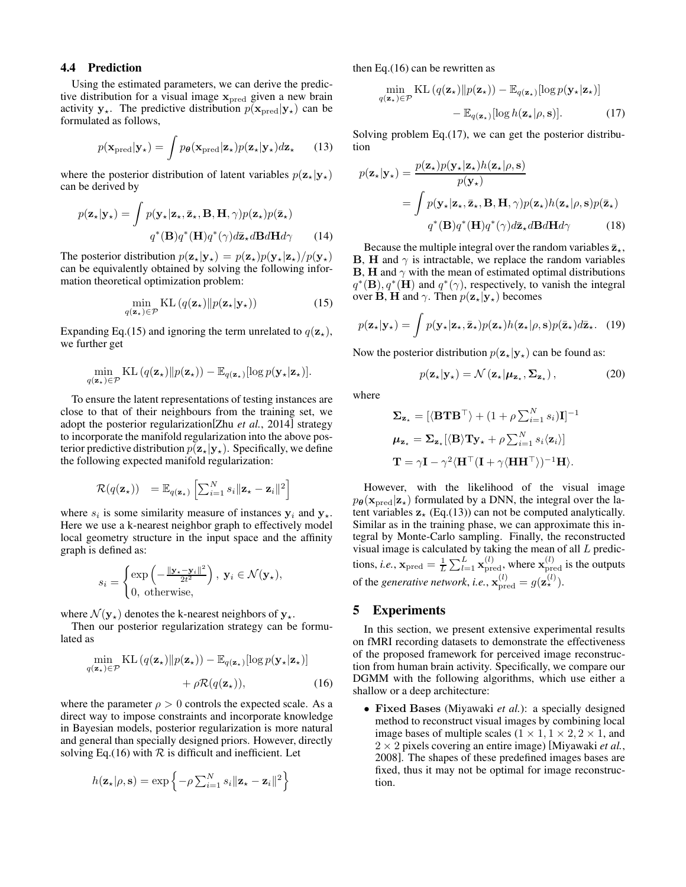### 4.4 Prediction

Using the estimated parameters, we can derive the predictive distribution for a visual image $\mathbf{x}_{\text{pred}}$ given a new brain activity $\mathbf{y}_\star$. The predictive distribution $p(\mathbf{x}_{\text{pred}}|\mathbf{y}_\star)$ can be formulated as follows,

$$p(\mathbf{x}_{\text{pred}}|\mathbf{y}_\star) = \int p_{\boldsymbol{\theta}}(\mathbf{x}_{\text{pred}}|\mathbf{z}_\star)p(\mathbf{z}_\star|\mathbf{y}_\star)d\mathbf{z}_\star \tag{13}$$

where the posterior distribution of latent variables $p(\mathbf{z}_\star|\mathbf{y}_\star)$ can be derived by

$$p(\mathbf{z}_\star|\mathbf{y}_\star) = \int p(\mathbf{y}_\star|\mathbf{z}_\star, \bar{\mathbf{z}}_\star, \mathbf{B}, \mathbf{H}, \gamma)p(\mathbf{z}_\star)p(\bar{\mathbf{z}}_\star) q^*(\mathbf{B})q^*(\mathbf{H})q^*(\gamma)d\bar{\mathbf{z}}_\star d\mathbf{B}d\mathbf{H}d\gamma \tag{14}$$

The posterior distribution $p(\mathbf{z}_\star|\mathbf{y}_\star) = p(\mathbf{z}_\star)p(\mathbf{y}_\star|\mathbf{z}_\star)/p(\mathbf{y}_\star)$ can be equivalently obtained by solving the following information theoretical optimization problem:

$$\min_{q(\mathbf{z}_\star)\in\mathcal{P}} \text{KL}\left(q(\mathbf{z}_\star)\|p(\mathbf{z}_\star|\mathbf{y}_\star)\right) \tag{15}$$

Expanding Eq.(15) and ignoring the term unrelated to $q(\mathbf{z}_\star)$, we further get

$$\min_{q(\mathbf{z}_\star)\in\mathcal{P}} \text{KL}\left(q(\mathbf{z}_\star)\|p(\mathbf{z}_\star)\right) - \mathbb{E}_{q(\mathbf{z}_\star)}[\log p(\mathbf{y}_\star|\mathbf{z}_\star)].$$

To ensure the latent representations of testing instances are close to that of their neighbours from the training set, we adopt the posterior regularization[Zhu *et al.*, 2014] strategy to incorporate the manifold regularization into the above posterior predictive distribution $p(\mathbf{z}_\star|\mathbf{y}_\star)$. Specifically, we define the following expected manifold regularization:

$$\mathcal{R}(q(\mathbf{z}_\star)) \;\; = \mathbb{E}_{q(\mathbf{z}_\star)}\left[\sum_{i=1}^N s_i\|\mathbf{z}_\star - \mathbf{z}_i\|^2\right]$$

where $s_i$ is some similarity measure of instances $\mathbf{y}_i$ and $\mathbf{y}_\star$. Here we use a k-nearest neighbor graph to effectively model local geometry structure in the input space and the affinity graph is defined as:

$$s_i = \begin{cases} \exp\left(-\frac{\|\mathbf{y}_\star - \mathbf{y}_i\|^2}{2t^2}\right), \; \mathbf{y}_i \in \mathcal{N}(\mathbf{y}_\star), \\ 0, \; \text{otherwise}, \end{cases}$$

where $\mathcal{N}(\mathbf{y}_\star)$ denotes the k-nearest neighbors of $\mathbf{y}_\star$.

Then our posterior regularization strategy can be formulated as

$$\min_{q(\mathbf{z}_\star)\in\mathcal{P}} \text{KL}\left(q(\mathbf{z}_\star)\|p(\mathbf{z}_\star)\right) - \mathbb{E}_{q(\mathbf{z}_\star)}[\log p(\mathbf{y}_\star|\mathbf{z}_\star)] + \rho\mathcal{R}(q(\mathbf{z}_\star)), \tag{16}$$

where the parameter $\rho > 0$ controls the expected scale. As a direct way to impose constraints and incorporate knowledge in Bayesian models, posterior regularization is more natural and general than specially designed priors. However, directly solving Eq.(16) with $\mathcal{R}$ is difficult and inefficient. Let

$$h(\mathbf{z}_\star|\rho, \mathbf{s}) = \exp\left\{-\rho\sum_{i=1}^N s_i\|\mathbf{z}_\star - \mathbf{z}_i\|^2\right\}$$

then Eq.(16) can be rewritten as

$$\min_{q(\mathbf{z}_\star)\in\mathcal{P}} \text{KL}\left(q(\mathbf{z}_\star)\|p(\mathbf{z}_\star)\right) - \mathbb{E}_{q(\mathbf{z}_\star)}[\log p(\mathbf{y}_\star|\mathbf{z}_\star)] - \mathbb{E}_{q(\mathbf{z}_\star)}[\log h(\mathbf{z}_\star|\rho, \mathbf{s})]. \tag{17}$$

Solving problem Eq.(17), we can get the posterior distribution

$$\begin{aligned} p(\mathbf{z}_\star|\mathbf{y}_\star) &= \frac{p(\mathbf{z}_\star)p(\mathbf{y}_\star|\mathbf{z}_\star)h(\mathbf{z}_\star|\rho, \mathbf{s})}{p(\mathbf{y}_\star)} \\ &= \int p(\mathbf{y}_\star|\mathbf{z}_\star, \bar{\mathbf{z}}_\star, \mathbf{B}, \mathbf{H}, \gamma)p(\mathbf{z}_\star)h(\mathbf{z}_\star|\rho, \mathbf{s})p(\bar{\mathbf{z}}_\star) \\ &\quad q^*(\mathbf{B})q^*(\mathbf{H})q^*(\gamma)d\bar{\mathbf{z}}_\star d\mathbf{B}d\mathbf{H}d\gamma \end{aligned} \tag{18}$$

Because the multiple integral over the random variables $\bar{\mathbf{z}}_\star$, $\mathbf{B}$, $\mathbf{H}$ and $\gamma$ is intractable, we replace the random variables $\mathbf{B}$, $\mathbf{H}$ and $\gamma$ with the mean of estimated optimal distributions $q^*(\mathbf{B}), q^*(\mathbf{H})$ and $q^*(\gamma)$, respectively, to vanish the integral over $\mathbf{B}$, $\mathbf{H}$ and $\gamma$. Then $p(\mathbf{z}_\star|\mathbf{y}_\star)$ becomes

$$p(\mathbf{z}_\star|\mathbf{y}_\star) = \int p(\mathbf{y}_\star|\mathbf{z}_\star, \bar{\mathbf{z}}_\star)p(\mathbf{z}_\star)h(\mathbf{z}_\star|\rho, \mathbf{s})p(\bar{\mathbf{z}}_\star)d\bar{\mathbf{z}}_\star. \tag{19}$$

Now the posterior distribution $p(\mathbf{z}_\star|\mathbf{y}_\star)$ can be found as:

$$p(\mathbf{z}_\star|\mathbf{y}_\star) = \mathcal{N}\left(\mathbf{z}_\star|\boldsymbol{\mu}_{\mathbf{z}_\star}, \boldsymbol{\Sigma}_{\mathbf{z}_\star}\right), \tag{20}$$

where

$$\begin{aligned} \boldsymbol{\Sigma}_{\mathbf{z}_\star} &= [\langle\mathbf{B}\mathbf{T}\mathbf{B}^\top\rangle + (1 + \rho\textstyle\sum_{i=1}^N s_i)\mathbf{I}]^{-1} \\ \boldsymbol{\mu}_{\mathbf{z}_\star} &= \boldsymbol{\Sigma}_{\mathbf{z}_\star}[\langle\mathbf{B}\rangle\mathbf{T}\mathbf{y}_\star + \rho\textstyle\sum_{i=1}^N s_i\langle\mathbf{z}_i\rangle] \\ \mathbf{T} &= \gamma\mathbf{I} - \gamma^2\langle\mathbf{H}^\top(\mathbf{I} + \gamma\langle\mathbf{H}\mathbf{H}^\top\rangle)^{-1}\mathbf{H}\rangle. \end{aligned}$$

However, with the likelihood of the visual image $p_{\boldsymbol{\theta}}(\mathbf{x}_{\text{pred}}|\mathbf{z}_\star)$ formulated by a DNN, the integral over the latent variables $\mathbf{z}_\star$ (Eq.(13)) can not be computed analytically. Similar as in the training phase, we can approximate this integral by Monte-Carlo sampling. Finally, the reconstructed visual image is calculated by taking the mean of all $L$ predictions, *i.e.*, $\mathbf{x}_{\text{pred}} = \frac{1}{L}\sum_{l=1}^L \mathbf{x}_{\text{pred}}^{(l)}$, where $\mathbf{x}_{\text{pred}}^{(l)}$ is the outputs of the *generative network*, *i.e.*, $\mathbf{x}_{\text{pred}}^{(l)} = g(\mathbf{z}_\star^{(l)})$.

## 5 Experiments

In this section, we present extensive experimental results on fMRI recording datasets to demonstrate the effectiveness of the proposed framework for perceived image reconstruction from human brain activity. Specifically, we compare our DGMM with the following algorithms, which use either a shallow or a deep architecture:

- **Fixed Bases** (Miyawaki *et al.*): a specially designed method to reconstruct visual images by combining local image bases of multiple scales ($1 \times 1, 1 \times 2, 2 \times 1$, and $2 \times 2$ pixels covering an entire image) [Miyawaki *et al.*, 2008]. The shapes of these predefined images bases are fixed, thus it may not be optimal for image reconstruction.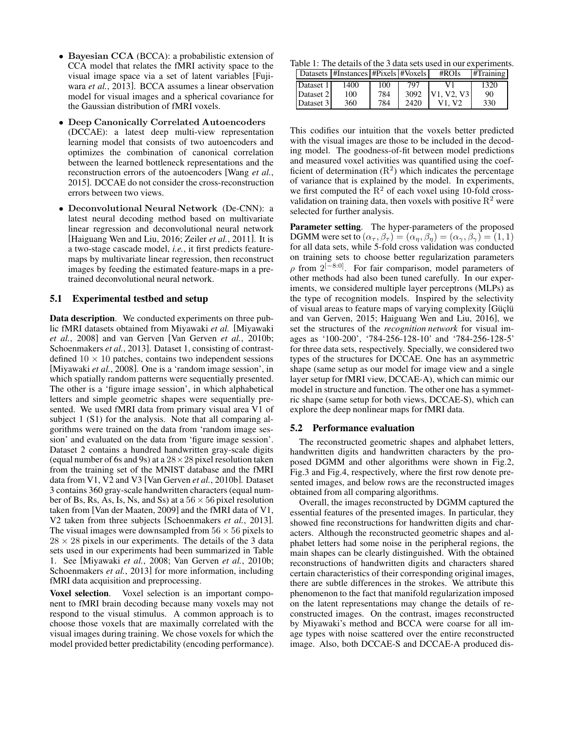- **Bayesian CCA** (BCCA): a probabilistic extension of CCA model that relates the fMRI activity space to the visual image space via a set of latent variables [Fujiwara *et al.*, 2013]. BCCA assumes a linear observation model for visual images and a spherical covariance for the Gaussian distribution of fMRI voxels.
- **Deep Canonically Correlated Autoencoders** (DCCAE): a latest deep multi-view representation learning model that consists of two autoencoders and optimizes the combination of canonical correlation between the learned bottleneck representations and the reconstruction errors of the autoencoders [Wang *et al.*, 2015]. DCCAE do not consider the cross-reconstruction errors between two views.
- **Deconvolutional Neural Network** (De-CNN): a latest neural decoding method based on multivariate linear regression and deconvolutional neural network [Haiguang Wen and Liu, 2016; Zeiler *et al.*, 2011]. It is a two-stage cascade model, *i.e.*, it first predicts feature-maps by multivariate linear regression, then reconstruct images by feeding the estimated feature-maps in a pre-trained deconvolutional neural network.

## 5.1 Experimental testbed and setup

**Data description**. We conducted experiments on three public fMRI datasets obtained from Miyawaki *et al.* [Miyawaki *et al.*, 2008] and van Gerven [Van Gerven *et al.*, 2010b; Schoenmakers *et al.*, 2013]. Dataset 1, consisting of contrast-defined $10 \times 10$ patches, contains two independent sessions [Miyawaki *et al.*, 2008]. One is a 'random image session', in which spatially random patterns were sequentially presented. The other is a 'figure image session', in which alphabetical letters and simple geometric shapes were sequentially presented. We used fMRI data from primary visual area V1 of subject 1 (S1) for the analysis. Note that all comparing algorithms were trained on the data from 'random image session' and evaluated on the data from 'figure image session'. Dataset 2 contains a hundred handwritten gray-scale digits (equal number of 6s and 9s) at a $28 \times 28$ pixel resolution taken from the training set of the MNIST database and the fMRI data from V1, V2 and V3 [Van Gerven *et al.*, 2010b]. Dataset 3 contains 360 gray-scale handwritten characters (equal number of Bs, Rs, As, Is, Ns, and Ss) at a $56 \times 56$ pixel resolution taken from [Van der Maaten, 2009] and the fMRI data of V1, V2 taken from three subjects [Schoenmakers *et al.*, 2013]. The visual images were downsampled from $56 \times 56$ pixels to $28 \times 28$ pixels in our experiments. The details of the 3 data sets used in our experiments had been summarized in Table 1. See [Miyawaki *et al.*, 2008; Van Gerven *et al.*, 2010b; Schoenmakers *et al.*, 2013] for more information, including fMRI data acquisition and preprocessing.

**Voxel selection**. Voxel selection is an important component to fMRI brain decoding because many voxels may not respond to the visual stimulus. A common approach is to choose those voxels that are maximally correlated with the visual images during training. We chose voxels for which the model provided better predictability (encoding performance).

Table 1: The details of the 3 data sets used in our experiments.

| Datasets | #Instances | #Pixels | #Voxels | #ROIs | #Training |
|---|---|---|---|---|---|
| Dataset 1 | 1400 | 100 | 797 | V1 | 1320 |
| Dataset 2 | 100 | 784 | 3092 | V1, V2, V3 | 90 |
| Dataset 3 | 360 | 784 | 2420 | V1, V2 | 330 |

This codifies our intuition that the voxels better predicted with the visual images are those to be included in the decoding model. The goodness-of-fit between model predictions and measured voxel activities was quantified using the coefficient of determination ($R^2$) which indicates the percentage of variance that is explained by the model. In experiments, we first computed the $R^2$ of each voxel using 10-fold cross-validation on training data, then voxels with positive $R^2$ were selected for further analysis.

**Parameter setting**. The hyper-parameters of the proposed DGMM were set to $(\alpha_\tau, \beta_\tau) = (\alpha_\eta, \beta_\eta) = (\alpha_\gamma, \beta_\gamma) = (1, 1)$ for all data sets, while 5-fold cross validation was conducted on training sets to choose better regularization parameters $\rho$ from $2^{[-8:0]}$. For fair comparison, model parameters of other methods had also been tuned carefully. In our experiments, we considered multiple layer perceptrons (MLPs) as the type of recognition models. Inspired by the selectivity of visual areas to feature maps of varying complexity [Güçlü and van Gerven, 2015; Haiguang Wen and Liu, 2016], we set the structures of the *recognition network* for visual images as '100-200', '784-256-128-10' and '784-256-128-5' for three data sets, respectively. Specially, we considered two types of the structures for DCCAE. One has an asymmetric shape (same setup as our model for image view and a single layer setup for fMRI view, DCCAE-A), which can mimic our model in structure and function. The other one has a symmetric shape (same setup for both views, DCCAE-S), which can explore the deep nonlinear maps for fMRI data.

## 5.2 Performance evaluation

The reconstructed geometric shapes and alphabet letters, handwritten digits and handwritten characters by the proposed DGMM and other algorithms were shown in Fig.2, Fig.3 and Fig.4, respectively, where the first row denote presented images, and below rows are the reconstructed images obtained from all comparing algorithms.

Overall, the images reconstructed by DGMM captured the essential features of the presented images. In particular, they showed fine reconstructions for handwritten digits and characters. Although the reconstructed geometric shapes and alphabet letters had some noise in the peripheral regions, the main shapes can be clearly distinguished. With the obtained reconstructions of handwritten digits and characters shared certain characteristics of their corresponding original images, there are subtle differences in the strokes. We attribute this phenomenon to the fact that manifold regularization imposed on the latent representations may change the details of reconstructed images. On the contrast, images reconstructed by Miyawaki's method and BCCA were coarse for all image types with noise scattered over the entire reconstructed image. Also, both DCCAE-S and DCCAE-A produced dis-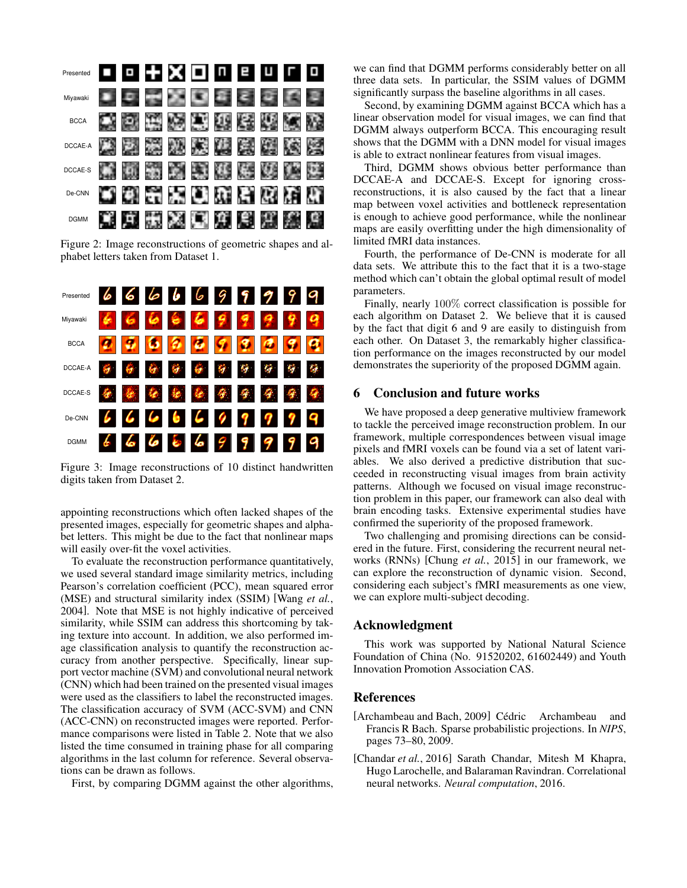Presented

Miyawaki

BCCA

DCCAE-A

DCCAE-S

De-CNN

DGMM

Figure 2: Image reconstructions of geometric shapes and alphabet letters taken from Dataset 1.

Presented

Miyawaki

BCCA

DCCAE-A

DCCAE-S

De-CNN

DGMM

Figure 3: Image reconstructions of 10 distinct handwritten digits taken from Dataset 2.

appointing reconstructions which often lacked shapes of the presented images, especially for geometric shapes and alphabet letters. This might be due to the fact that nonlinear maps will easily over-fit the voxel activities.

To evaluate the reconstruction performance quantitatively, we used several standard image similarity metrics, including Pearson's correlation coefficient (PCC), mean squared error (MSE) and structural similarity index (SSIM) [Wang *et al.*, 2004]. Note that MSE is not highly indicative of perceived similarity, while SSIM can address this shortcoming by taking texture into account. In addition, we also performed image classification analysis to quantify the reconstruction accuracy from another perspective. Specifically, linear support vector machine (SVM) and convolutional neural network (CNN) which had been trained on the presented visual images were used as the classifiers to label the reconstructed images. The classification accuracy of SVM (ACC-SVM) and CNN (ACC-CNN) on reconstructed images were reported. Performance comparisons were listed in Table 2. Note that we also listed the time consumed in training phase for all comparing algorithms in the last column for reference. Several observations can be drawn as follows.

First, by comparing DGMM against the other algorithms, we can find that DGMM performs considerably better on all three data sets. In particular, the SSIM values of DGMM significantly surpass the baseline algorithms in all cases.

Second, by examining DGMM against BCCA which has a linear observation model for visual images, we can find that DGMM always outperform BCCA. This encouraging result shows that the DGMM with a DNN model for visual images is able to extract nonlinear features from visual images.

Third, DGMM shows obvious better performance than DCCAE-A and DCCAE-S. Except for ignoring cross-reconstructions, it is also caused by the fact that a linear map between voxel activities and bottleneck representation is enough to achieve good performance, while the nonlinear maps are easily overfitting under the high dimensionality of limited fMRI data instances.

Fourth, the performance of De-CNN is moderate for all data sets. We attribute this to the fact that it is a two-stage method which can't obtain the global optimal result of model parameters.

Finally, nearly $100\%$ correct classification is possible for each algorithm on Dataset 2. We believe that it is caused by the fact that digit 6 and 9 are easily to distinguish from each other. On Dataset 3, the remarkably higher classification performance on the images reconstructed by our model demonstrates the superiority of the proposed DGMM again.

## 6 Conclusion and future works

We have proposed a deep generative multiview framework to tackle the perceived image reconstruction problem. In our framework, multiple correspondences between visual image pixels and fMRI voxels can be found via a set of latent variables. We also derived a predictive distribution that succeeded in reconstructing visual images from brain activity patterns. Although we focused on visual image reconstruction problem in this paper, our framework can also deal with brain encoding tasks. Extensive experimental studies have confirmed the superiority of the proposed framework.

Two challenging and promising directions can be considered in the future. First, considering the recurrent neural networks (RNNs) [Chung *et al.*, 2015] in our framework, we can explore the reconstruction of dynamic vision. Second, considering each subject's fMRI measurements as one view, we can explore multi-subject decoding.

## Acknowledgment

This work was supported by National Natural Science Foundation of China (No. 91520202, 61602449) and Youth Innovation Promotion Association CAS.

## References

[Archambeau and Bach, 2009] Cédric Archambeau and Francis R Bach. Sparse probabilistic projections. In *NIPS*, pages 73–80, 2009.

[Chandar *et al.*, 2016] Sarath Chandar, Mitesh M Khapra, Hugo Larochelle, and Balaraman Ravindran. Correlational neural networks. *Neural computation*, 2016.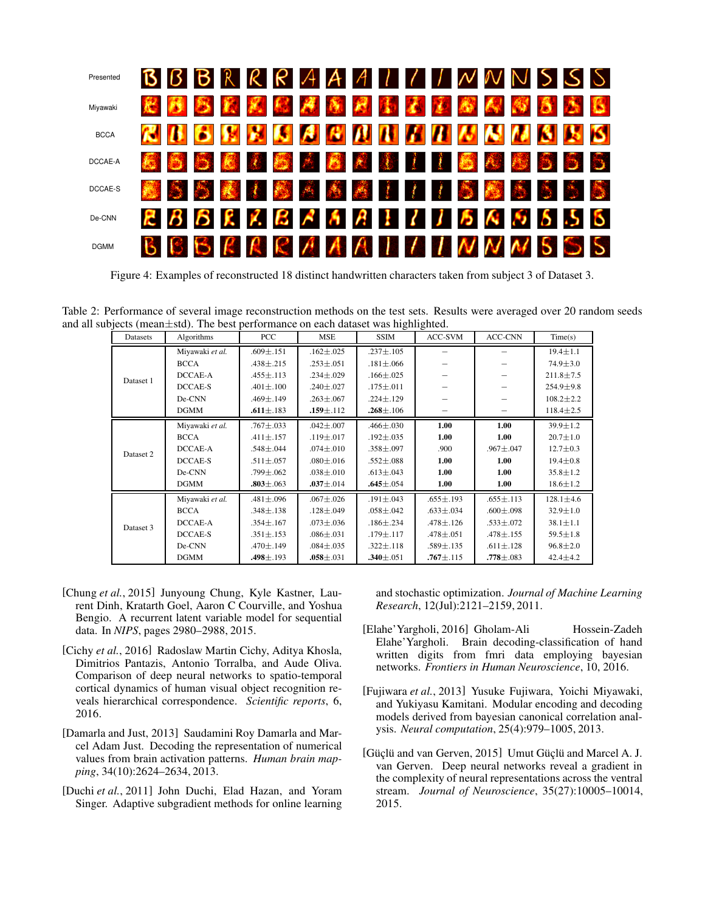Figure 4: Examples of reconstructed 18 distinct handwritten characters taken from subject 3 of Dataset 3.

Table 2: Performance of several image reconstruction methods on the test sets. Results were averaged over 20 random seeds and all subjects (mean±std). The best performance on each dataset was highlighted.

| Datasets | Algorithms | PCC | MSE | SSIM | ACC-SVM | ACC-CNN | Time(s) |
|---|---|---|---|---|---|---|---|
| Dataset 1 | Miyawaki *et al.* | .609±.151 | .162±.025 | .237±.105 | – | – | 19.4±1.1 |
| | BCCA | .438±.215 | .253±.051 | .181±.066 | – | – | 74.9±3.0 |
| | DCCAE-A | .455±.113 | .234±.029 | .166±.025 | – | – | 211.8±7.5 |
| | DCCAE-S | .401±.100 | .240±.027 | .175±.011 | – | – | 254.9±9.8 |
| | De-CNN | .469±.149 | .263±.067 | .224±.129 | – | – | 108.2±2.2 |
| | DGMM | **.611**±.183 | **.159**±.112 | **.268**±.106 | – | – | 118.4±2.5 |
| Dataset 2 | Miyawaki *et al.* | .767±.033 | .042±.007 | .466±.030 | **1.00** | **1.00** | 39.9±1.2 |
| | BCCA | .411±.157 | .119±.017 | .192±.035 | **1.00** | **1.00** | 20.7±1.0 |
| | DCCAE-A | .548±.044 | .074±.010 | .358±.097 | .900 | .967±.047 | 12.7±0.3 |
| | DCCAE-S | .511±.057 | .080±.016 | .552±.088 | **1.00** | **1.00** | 19.4±0.8 |
| | De-CNN | .799±.062 | .038±.010 | .613±.043 | **1.00** | **1.00** | 35.8±1.2 |
| | DGMM | **.803**±.063 | **.037**±.014 | **.645**±.054 | **1.00** | **1.00** | 18.6±1.2 |
| Dataset 3 | Miyawaki *et al.* | .481±.096 | .067±.026 | .191±.043 | .655±.193 | .655±.113 | 128.1±4.6 |
| | BCCA | .348±.138 | .128±.049 | .058±.042 | .633±.034 | .600±.098 | 32.9±1.0 |
| | DCCAE-A | .354±.167 | .073±.036 | .186±.234 | .478±.126 | .533±.072 | 38.1±1.1 |
| | DCCAE-S | .351±.153 | .086±.031 | .179±.117 | .478±.051 | .478±.155 | 59.5±1.8 |
| | De-CNN | .470±.149 | .084±.035 | .322±.118 | .589±.135 | .611±.128 | 96.8±2.0 |
| | DGMM | **.498**±.193 | **.058**±.031 | **.340**±.051 | **.767**±.115 | **.778**±.083 | 42.4±4.2 |

[Chung *et al.*, 2015] Junyoung Chung, Kyle Kastner, Laurent Dinh, Kratarth Goel, Aaron C Courville, and Yoshua Bengio. A recurrent latent variable model for sequential data. In *NIPS*, pages 2980–2988, 2015.

[Cichy *et al.*, 2016] Radoslaw Martin Cichy, Aditya Khosla, Dimitrios Pantazis, Antonio Torralba, and Aude Oliva. Comparison of deep neural networks to spatio-temporal cortical dynamics of human visual object recognition reveals hierarchical correspondence. *Scientific reports*, 6, 2016.

[Damarla and Just, 2013] Saudamini Roy Damarla and Marcel Adam Just. Decoding the representation of numerical values from brain activation patterns. *Human brain mapping*, 34(10):2624–2634, 2013.

[Duchi *et al.*, 2011] John Duchi, Elad Hazan, and Yoram Singer. Adaptive subgradient methods for online learning and stochastic optimization. *Journal of Machine Learning Research*, 12(Jul):2121–2159, 2011.

[Elahe'Yargholi, 2016] Gholam-Ali Hossein-Zadeh Elahe'Yargholi. Brain decoding-classification of hand written digits from fmri data employing bayesian networks. *Frontiers in Human Neuroscience*, 10, 2016.

[Fujiwara *et al.*, 2013] Yusuke Fujiwara, Yoichi Miyawaki, and Yukiyasu Kamitani. Modular encoding and decoding models derived from bayesian canonical correlation analysis. *Neural computation*, 25(4):979–1005, 2013.

[Güçlü and van Gerven, 2015] Umut Güçlü and Marcel A. J. van Gerven. Deep neural networks reveal a gradient in the complexity of neural representations across the ventral stream. *Journal of Neuroscience*, 35(27):10005–10014, 2015.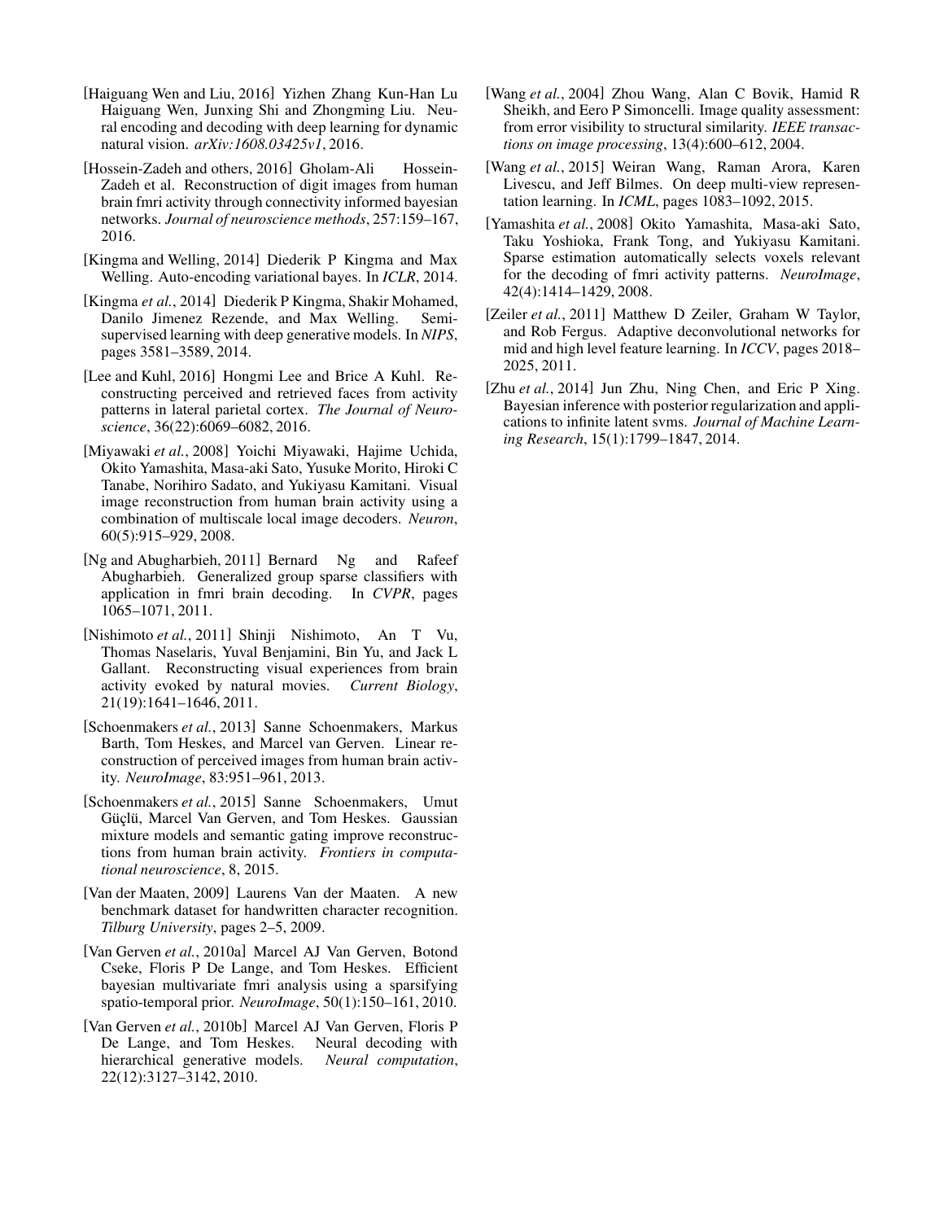[Haiguang Wen and Liu, 2016] Yizhen Zhang Kun-Han Lu Haiguang Wen, Junxing Shi and Zhongming Liu. Neural encoding and decoding with deep learning for dynamic natural vision. *arXiv:1608.03425v1*, 2016.

[Hossein-Zadeh and others, 2016] Gholam-Ali Hossein-Zadeh et al. Reconstruction of digit images from human brain fmri activity through connectivity informed bayesian networks. *Journal of neuroscience methods*, 257:159–167, 2016.

[Kingma and Welling, 2014] Diederik P Kingma and Max Welling. Auto-encoding variational bayes. In *ICLR*, 2014.

[Kingma *et al.*, 2014] Diederik P Kingma, Shakir Mohamed, Danilo Jimenez Rezende, and Max Welling. Semi-supervised learning with deep generative models. In *NIPS*, pages 3581–3589, 2014.

[Lee and Kuhl, 2016] Hongmi Lee and Brice A Kuhl. Reconstructing perceived and retrieved faces from activity patterns in lateral parietal cortex. *The Journal of Neuroscience*, 36(22):6069–6082, 2016.

[Miyawaki *et al.*, 2008] Yoichi Miyawaki, Hajime Uchida, Okito Yamashita, Masa-aki Sato, Yusuke Morito, Hiroki C Tanabe, Norihiro Sadato, and Yukiyasu Kamitani. Visual image reconstruction from human brain activity using a combination of multiscale local image decoders. *Neuron*, 60(5):915–929, 2008.

[Ng and Abugharbieh, 2011] Bernard Ng and Rafeef Abugharbieh. Generalized group sparse classifiers with application in fmri brain decoding. In *CVPR*, pages 1065–1071, 2011.

[Nishimoto *et al.*, 2011] Shinji Nishimoto, An T Vu, Thomas Naselaris, Yuval Benjamini, Bin Yu, and Jack L Gallant. Reconstructing visual experiences from brain activity evoked by natural movies. *Current Biology*, 21(19):1641–1646, 2011.

[Schoenmakers *et al.*, 2013] Sanne Schoenmakers, Markus Barth, Tom Heskes, and Marcel van Gerven. Linear reconstruction of perceived images from human brain activity. *NeuroImage*, 83:951–961, 2013.

[Schoenmakers *et al.*, 2015] Sanne Schoenmakers, Umut Güçlü, Marcel Van Gerven, and Tom Heskes. Gaussian mixture models and semantic gating improve reconstructions from human brain activity. *Frontiers in computational neuroscience*, 8, 2015.

[Van der Maaten, 2009] Laurens Van der Maaten. A new benchmark dataset for handwritten character recognition. *Tilburg University*, pages 2–5, 2009.

[Van Gerven *et al.*, 2010a] Marcel AJ Van Gerven, Botond Cseke, Floris P De Lange, and Tom Heskes. Efficient bayesian multivariate fmri analysis using a sparsifying spatio-temporal prior. *NeuroImage*, 50(1):150–161, 2010.

[Van Gerven *et al.*, 2010b] Marcel AJ Van Gerven, Floris P De Lange, and Tom Heskes. Neural decoding with hierarchical generative models. *Neural computation*, 22(12):3127–3142, 2010.

[Wang *et al.*, 2004] Zhou Wang, Alan C Bovik, Hamid R Sheikh, and Eero P Simoncelli. Image quality assessment: from error visibility to structural similarity. *IEEE transactions on image processing*, 13(4):600–612, 2004.

[Wang *et al.*, 2015] Weiran Wang, Raman Arora, Karen Livescu, and Jeff Bilmes. On deep multi-view representation learning. In *ICML*, pages 1083–1092, 2015.

[Yamashita *et al.*, 2008] Okito Yamashita, Masa-aki Sato, Taku Yoshioka, Frank Tong, and Yukiyasu Kamitani. Sparse estimation automatically selects voxels relevant for the decoding of fmri activity patterns. *NeuroImage*, 42(4):1414–1429, 2008.

[Zeiler *et al.*, 2011] Matthew D Zeiler, Graham W Taylor, and Rob Fergus. Adaptive deconvolutional networks for mid and high level feature learning. In *ICCV*, pages 2018–2025, 2011.

[Zhu *et al.*, 2014] Jun Zhu, Ning Chen, and Eric P Xing. Bayesian inference with posterior regularization and applications to infinite latent svms. *Journal of Machine Learning Research*, 15(1):1799–1847, 2014.